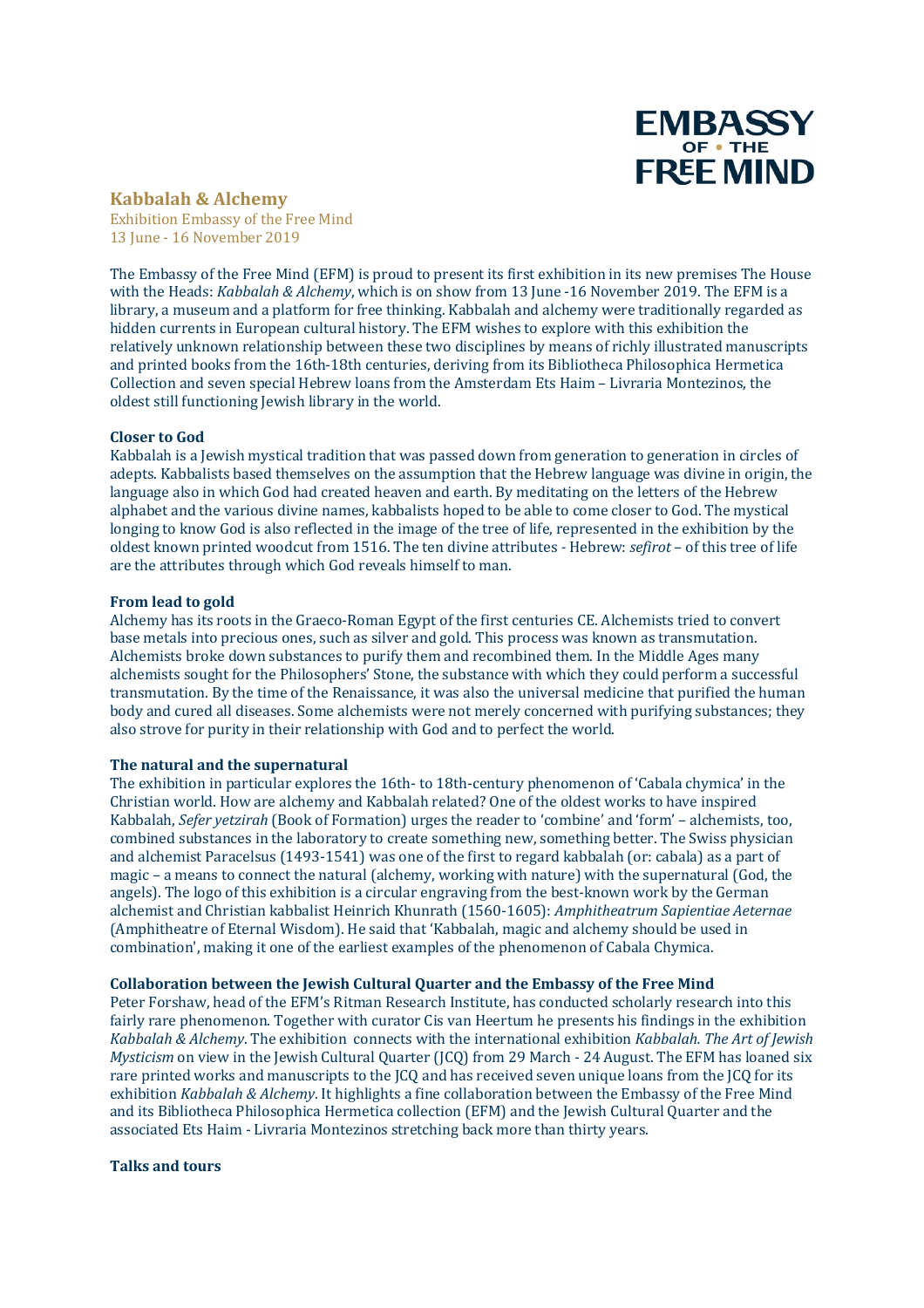EMBASSY OF • THE FREE MIND

# Kabbalah & Alchemy

Exhibition Embassy of the Free Mind
13 June - 16 November 2019

The Embassy of the Free Mind (EFM) is proud to present its first exhibition in its new premises The House with the Heads: *Kabbalah & Alchemy*, which is on show from 13 June -16 November 2019. The EFM is a library, a museum and a platform for free thinking. Kabbalah and alchemy were traditionally regarded as hidden currents in European cultural history. The EFM wishes to explore with this exhibition the relatively unknown relationship between these two disciplines by means of richly illustrated manuscripts and printed books from the 16th-18th centuries, deriving from its Bibliotheca Philosophica Hermetica Collection and seven special Hebrew loans from the Amsterdam Ets Haim – Livraria Montezinos, the oldest still functioning Jewish library in the world.

**Closer to God**
Kabbalah is a Jewish mystical tradition that was passed down from generation to generation in circles of adepts. Kabbalists based themselves on the assumption that the Hebrew language was divine in origin, the language also in which God had created heaven and earth. By meditating on the letters of the Hebrew alphabet and the various divine names, kabbalists hoped to be able to come closer to God. The mystical longing to know God is also reflected in the image of the tree of life, represented in the exhibition by the oldest known printed woodcut from 1516. The ten divine attributes - Hebrew: *sefirot* – of this tree of life are the attributes through which God reveals himself to man.

**From lead to gold**
Alchemy has its roots in the Graeco-Roman Egypt of the first centuries CE. Alchemists tried to convert base metals into precious ones, such as silver and gold. This process was known as transmutation. Alchemists broke down substances to purify them and recombined them. In the Middle Ages many alchemists sought for the Philosophers' Stone, the substance with which they could perform a successful transmutation. By the time of the Renaissance, it was also the universal medicine that purified the human body and cured all diseases. Some alchemists were not merely concerned with purifying substances; they also strove for purity in their relationship with God and to perfect the world.

**The natural and the supernatural**
The exhibition in particular explores the 16th- to 18th-century phenomenon of 'Cabala chymica' in the Christian world. How are alchemy and Kabbalah related? One of the oldest works to have inspired Kabbalah, *Sefer yetzirah* (Book of Formation) urges the reader to 'combine' and 'form' – alchemists, too, combined substances in the laboratory to create something new, something better. The Swiss physician and alchemist Paracelsus (1493-1541) was one of the first to regard kabbalah (or: cabala) as a part of magic – a means to connect the natural (alchemy, working with nature) with the supernatural (God, the angels). The logo of this exhibition is a circular engraving from the best-known work by the German alchemist and Christian kabbalist Heinrich Khunrath (1560-1605): *Amphitheatrum Sapientiae Aeternae* (Amphitheatre of Eternal Wisdom). He said that 'Kabbalah, magic and alchemy should be used in combination', making it one of the earliest examples of the phenomenon of Cabala Chymica.

**Collaboration between the Jewish Cultural Quarter and the Embassy of the Free Mind**
Peter Forshaw, head of the EFM's Ritman Research Institute, has conducted scholarly research into this fairly rare phenomenon. Together with curator Cis van Heertum he presents his findings in the exhibition *Kabbalah & Alchemy*. The exhibition connects with the international exhibition *Kabbalah. The Art of Jewish Mysticism* on view in the Jewish Cultural Quarter (JCQ) from 29 March - 24 August. The EFM has loaned six rare printed works and manuscripts to the JCQ and has received seven unique loans from the JCQ for its exhibition *Kabbalah & Alchemy*. It highlights a fine collaboration between the Embassy of the Free Mind and its Bibliotheca Philosophica Hermetica collection (EFM) and the Jewish Cultural Quarter and the associated Ets Haim - Livraria Montezinos stretching back more than thirty years.

**Talks and tours**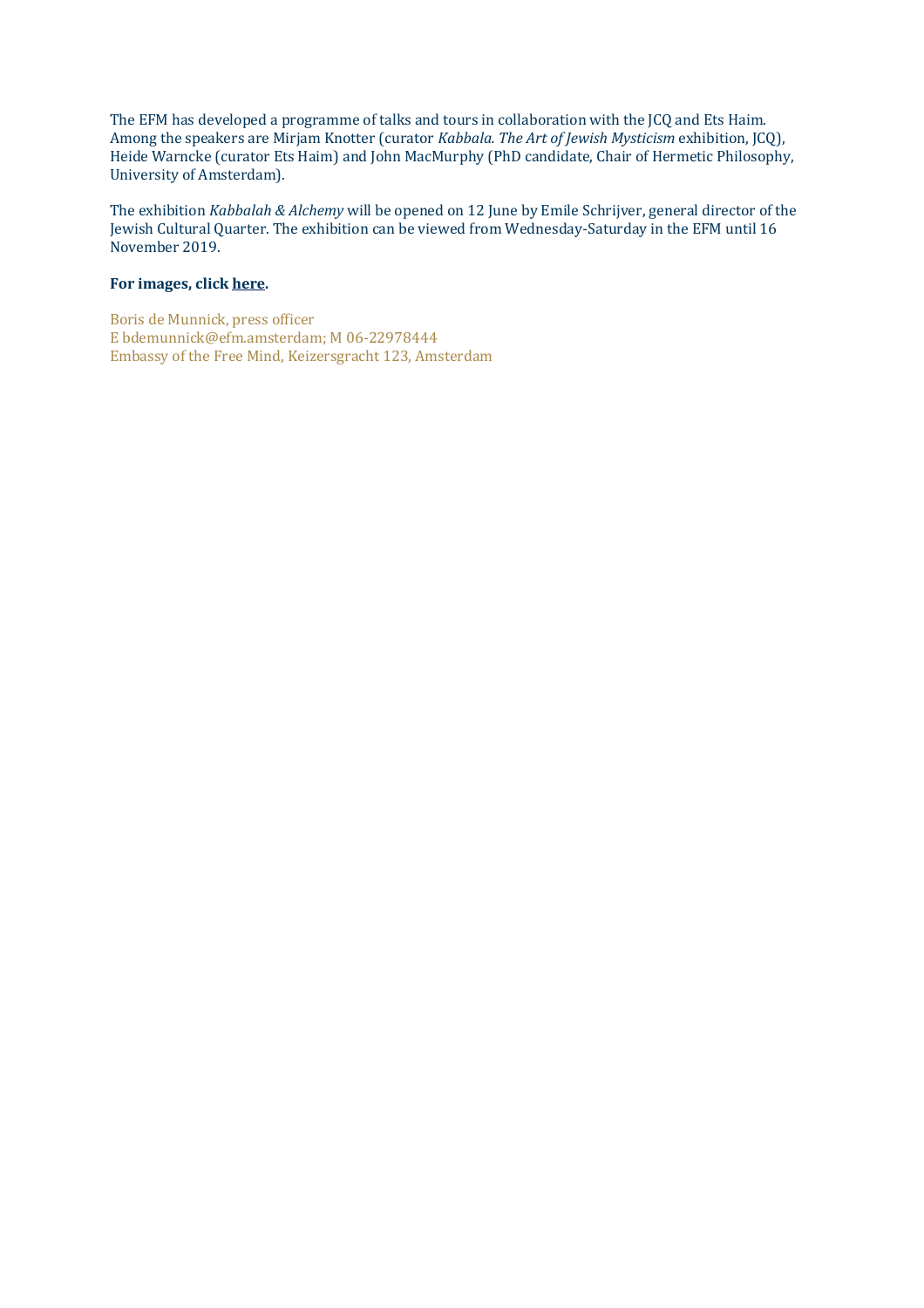The EFM has developed a programme of talks and tours in collaboration with the JCQ and Ets Haim. Among the speakers are Mirjam Knotter (curator *Kabbala. The Art of Jewish Mysticism* exhibition, JCQ), Heide Warncke (curator Ets Haim) and John MacMurphy (PhD candidate, Chair of Hermetic Philosophy, University of Amsterdam).

The exhibition *Kabbalah & Alchemy* will be opened on 12 June by Emile Schrijver, general director of the Jewish Cultural Quarter. The exhibition can be viewed from Wednesday-Saturday in the EFM until 16 November 2019.

**For images, click here.**

Boris de Munnick, press officer
E bdemunnick@efm.amsterdam; M 06-22978444
Embassy of the Free Mind, Keizersgracht 123, Amsterdam